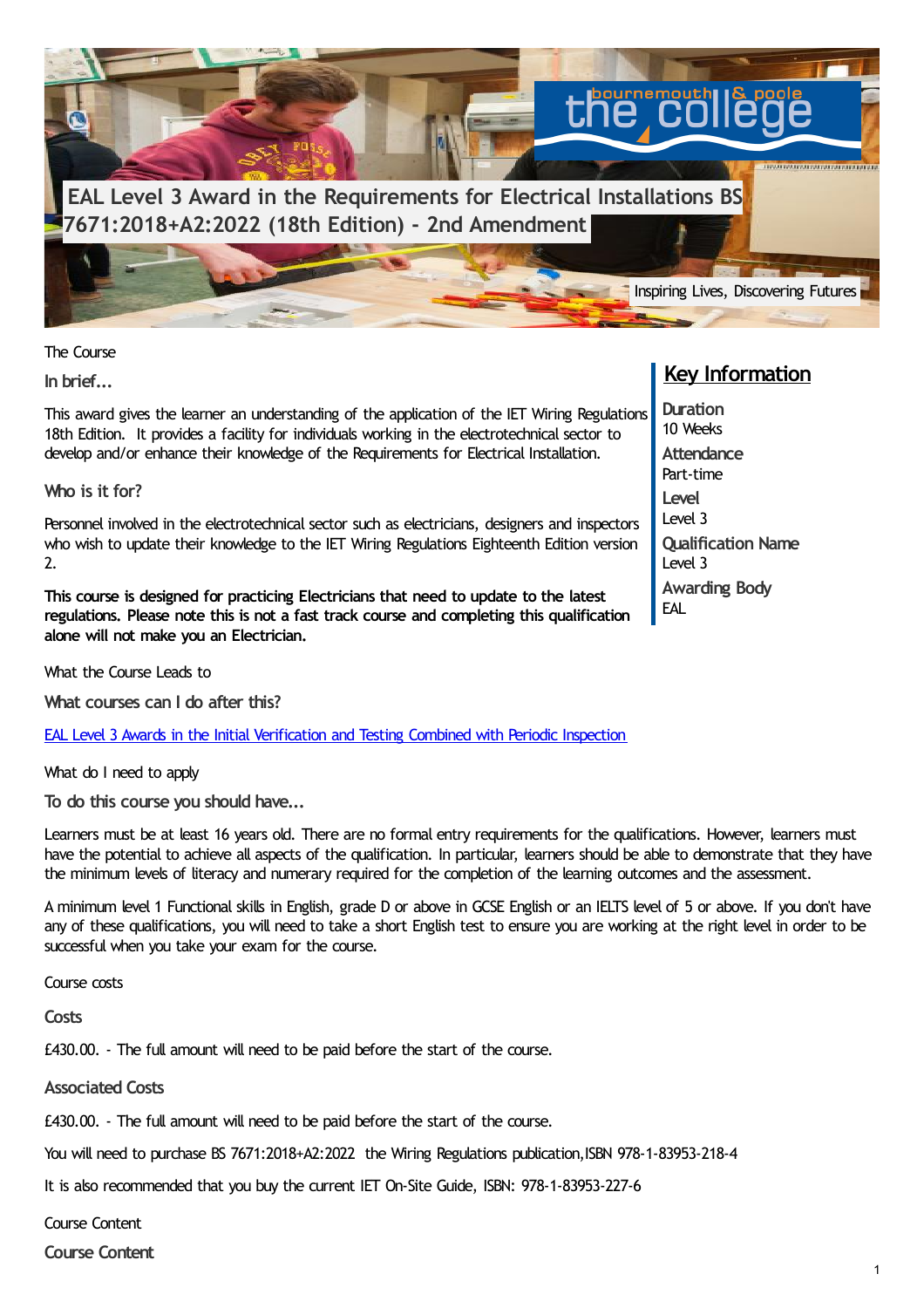# EAL Level 3 Award in the Requirements for Electrical Installations BS 7671:2018+A2:2022 (18th Edition) - 2nd Amendment

Inspiring Lives, Discovering Futures

The Course

### In brief...

This award gives the learner an understanding of the application of the IET Wiring Regulations 18th Edition. It provides a facility for individuals working in the electrotechnical sector to develop and/or enhance their knowledge of the Requirements for Electrical Installation.

### Who is it for?

Personnel involved in the electrotechnical sector such as electricians, designers and inspectors who wish to update their knowledge to the IET Wiring Regulations Eighteenth Edition version 2.

**This course is designed for practicing Electricians that need to update to the latest regulations. Please note this is not a fast track course and completing this qualification alone will not make you an Electrician.**

## Key Information

**Duration**
10 Weeks

**Attendance**
Part-time

**Level**
Level 3

**Qualification Name**
Level 3

**Awarding Body**
EAL

What the Course Leads to

### What courses can I do after this?

[EAL Level 3 Awards in the Initial Verification and Testing Combined with Periodic Inspection]()

What do I need to apply

### To do this course you should have...

Learners must be at least 16 years old. There are no formal entry requirements for the qualifications. However, learners must have the potential to achieve all aspects of the qualification. In particular, learners should be able to demonstrate that they have the minimum levels of literacy and numeracy required for the completion of the learning outcomes and the assessment.

A minimum level 1 Functional skills in English, grade D or above in GCSE English or an IELTS level of 5 or above. If you don't have any of these qualifications, you will need to take a short English test to ensure you are working at the right level in order to be successful when you take your exam for the course.

Course costs

### Costs

£430.00. - The full amount will need to be paid before the start of the course.

### Associated Costs

£430.00. - The full amount will need to be paid before the start of the course.

You will need to purchase BS 7671:2018+A2:2022 the Wiring Regulations publication,ISBN 978-1-83953-218-4

It is also recommended that you buy the current IET On-Site Guide, ISBN: 978-1-83953-227-6

Course Content

### Course Content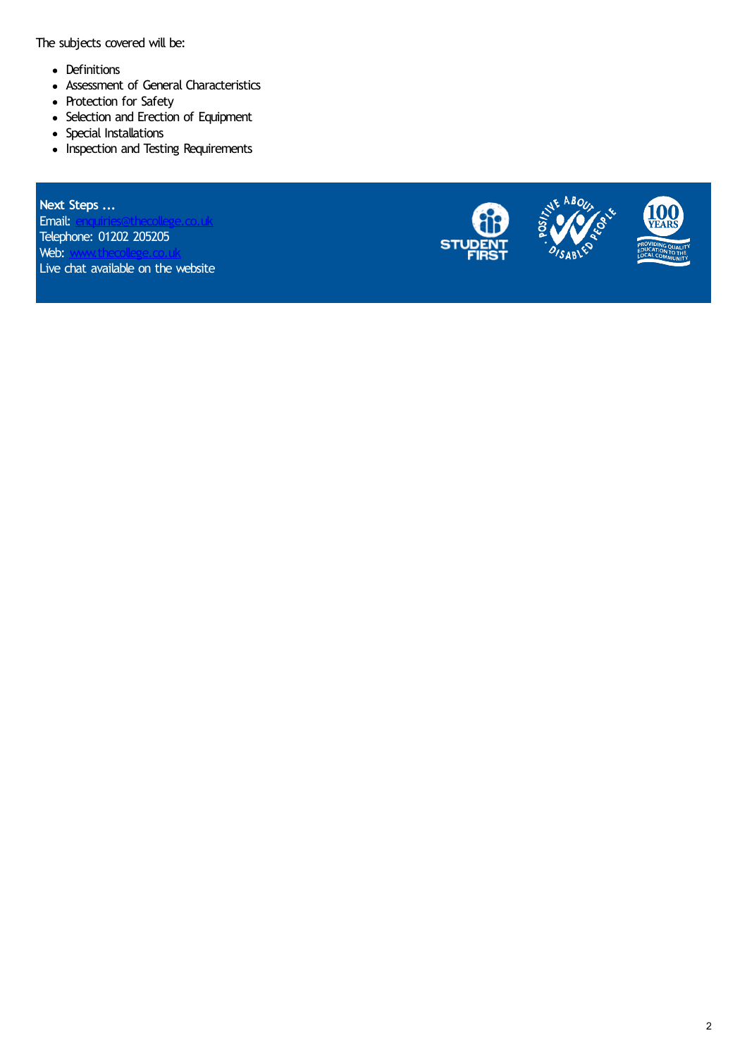The subjects covered will be:

- Definitions
- Assessment of General Characteristics
- Protection for Safety
- Selection and Erection of Equipment
- Special Installations
- Inspection and Testing Requirements

**Next Steps ...**
Email: enquiries@thecollege.co.uk
Telephone: 01202 205205
Web: www.thecollege.co.uk
Live chat available on the website